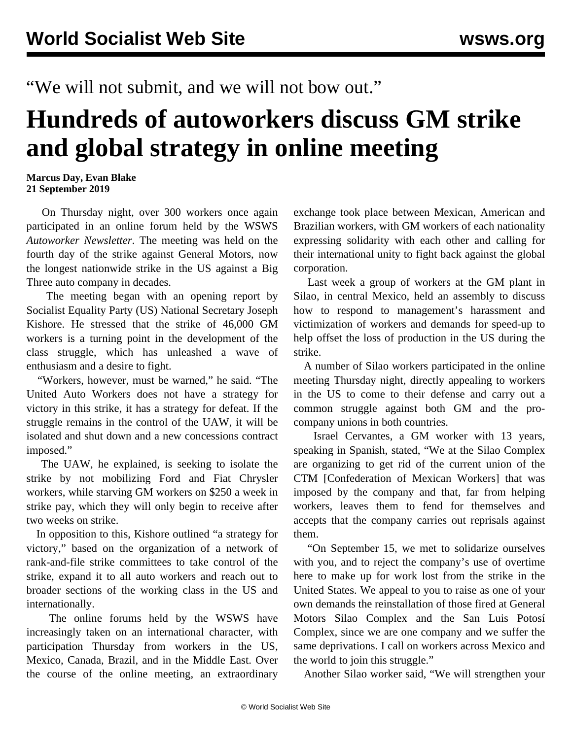“We will not submit, and we will not bow out.”

# Hundreds of autoworkers discuss GM strike and global strategy in online meeting

**Marcus Day, Evan Blake**
**21 September 2019**

On Thursday night, over 300 workers once again participated in an online forum held by the WSWS *Autoworker Newsletter*. The meeting was held on the fourth day of the strike against General Motors, now the longest nationwide strike in the US against a Big Three auto company in decades.

The meeting began with an opening report by Socialist Equality Party (US) National Secretary Joseph Kishore. He stressed that the strike of 46,000 GM workers is a turning point in the development of the class struggle, which has unleashed a wave of enthusiasm and a desire to fight.

“Workers, however, must be warned,” he said. “The United Auto Workers does not have a strategy for victory in this strike, it has a strategy for defeat. If the struggle remains in the control of the UAW, it will be isolated and shut down and a new concessions contract imposed.”

The UAW, he explained, is seeking to isolate the strike by not mobilizing Ford and Fiat Chrysler workers, while starving GM workers on $250 a week in strike pay, which they will only begin to receive after two weeks on strike.

In opposition to this, Kishore outlined “a strategy for victory,” based on the organization of a network of rank-and-file strike committees to take control of the strike, expand it to all auto workers and reach out to broader sections of the working class in the US and internationally.

The online forums held by the WSWS have increasingly taken on an international character, with participation Thursday from workers in the US, Mexico, Canada, Brazil, and in the Middle East. Over the course of the online meeting, an extraordinary exchange took place between Mexican, American and Brazilian workers, with GM workers of each nationality expressing solidarity with each other and calling for their international unity to fight back against the global corporation.

Last week a group of workers at the GM plant in Silao, in central Mexico, held an assembly to discuss how to respond to management’s harassment and victimization of workers and demands for speed-up to help offset the loss of production in the US during the strike.

A number of Silao workers participated in the online meeting Thursday night, directly appealing to workers in the US to come to their defense and carry out a common struggle against both GM and the pro-company unions in both countries.

Israel Cervantes, a GM worker with 13 years, speaking in Spanish, stated, “We at the Silao Complex are organizing to get rid of the current union of the CTM [Confederation of Mexican Workers] that was imposed by the company and that, far from helping workers, leaves them to fend for themselves and accepts that the company carries out reprisals against them.

“On September 15, we met to solidarize ourselves with you, and to reject the company’s use of overtime here to make up for work lost from the strike in the United States. We appeal to you to raise as one of your own demands the reinstallation of those fired at General Motors Silao Complex and the San Luis Potosí Complex, since we are one company and we suffer the same deprivations. I call on workers across Mexico and the world to join this struggle.”

Another Silao worker said, “We will strengthen your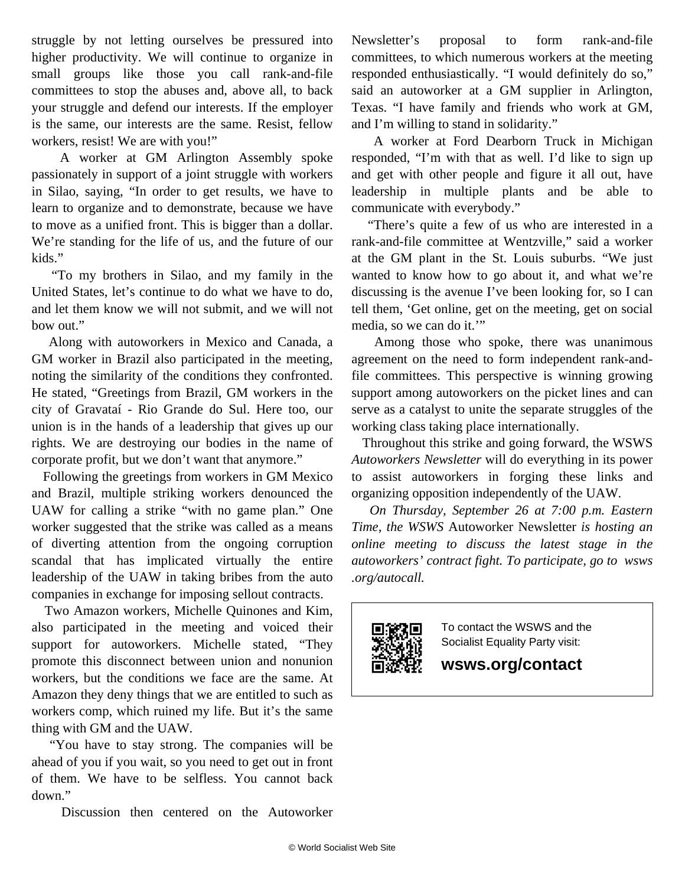struggle by not letting ourselves be pressured into higher productivity. We will continue to organize in small groups like those you call rank-and-file committees to stop the abuses and, above all, to back your struggle and defend our interests. If the employer is the same, our interests are the same. Resist, fellow workers, resist! We are with you!"

A worker at GM Arlington Assembly spoke passionately in support of a joint struggle with workers in Silao, saying, "In order to get results, we have to learn to organize and to demonstrate, because we have to move as a unified front. This is bigger than a dollar. We're standing for the life of us, and the future of our kids."

"To my brothers in Silao, and my family in the United States, let's continue to do what we have to do, and let them know we will not submit, and we will not bow out."

Along with autoworkers in Mexico and Canada, a GM worker in Brazil also participated in the meeting, noting the similarity of the conditions they confronted. He stated, "Greetings from Brazil, GM workers in the city of Gravataí - Rio Grande do Sul. Here too, our union is in the hands of a leadership that gives up our rights. We are destroying our bodies in the name of corporate profit, but we don't want that anymore."

Following the greetings from workers in GM Mexico and Brazil, multiple striking workers denounced the UAW for calling a strike "with no game plan." One worker suggested that the strike was called as a means of diverting attention from the ongoing corruption scandal that has implicated virtually the entire leadership of the UAW in taking bribes from the auto companies in exchange for imposing sellout contracts.

Two Amazon workers, Michelle Quinones and Kim, also participated in the meeting and voiced their support for autoworkers. Michelle stated, "They promote this disconnect between union and nonunion workers, but the conditions we face are the same. At Amazon they deny things that we are entitled to such as workers comp, which ruined my life. But it's the same thing with GM and the UAW.

"You have to stay strong. The companies will be ahead of you if you wait, so you need to get out in front of them. We have to be selfless. You cannot back down."

Discussion then centered on the Autoworker Newsletter's proposal to form rank-and-file committees, to which numerous workers at the meeting responded enthusiastically. "I would definitely do so," said an autoworker at a GM supplier in Arlington, Texas. "I have family and friends who work at GM, and I'm willing to stand in solidarity."

A worker at Ford Dearborn Truck in Michigan responded, "I'm with that as well. I'd like to sign up and get with other people and figure it all out, have leadership in multiple plants and be able to communicate with everybody."

"There's quite a few of us who are interested in a rank-and-file committee at Wentzville," said a worker at the GM plant in the St. Louis suburbs. "We just wanted to know how to go about it, and what we're discussing is the avenue I've been looking for, so I can tell them, 'Get online, get on the meeting, get on social media, so we can do it.'"

Among those who spoke, there was unanimous agreement on the need to form independent rank-and-file committees. This perspective is winning growing support among autoworkers on the picket lines and can serve as a catalyst to unite the separate struggles of the working class taking place internationally.

Throughout this strike and going forward, the WSWS *Autoworkers Newsletter* will do everything in its power to assist autoworkers in forging these links and organizing opposition independently of the UAW.

*On Thursday, September 26 at 7:00 p.m. Eastern Time, the WSWS* Autoworker Newsletter *is hosting an online meeting to discuss the latest stage in the autoworkers' contract fight. To participate, go to wsws.org/autocall.*

To contact the WSWS and the Socialist Equality Party visit:

**wsws.org/contact**